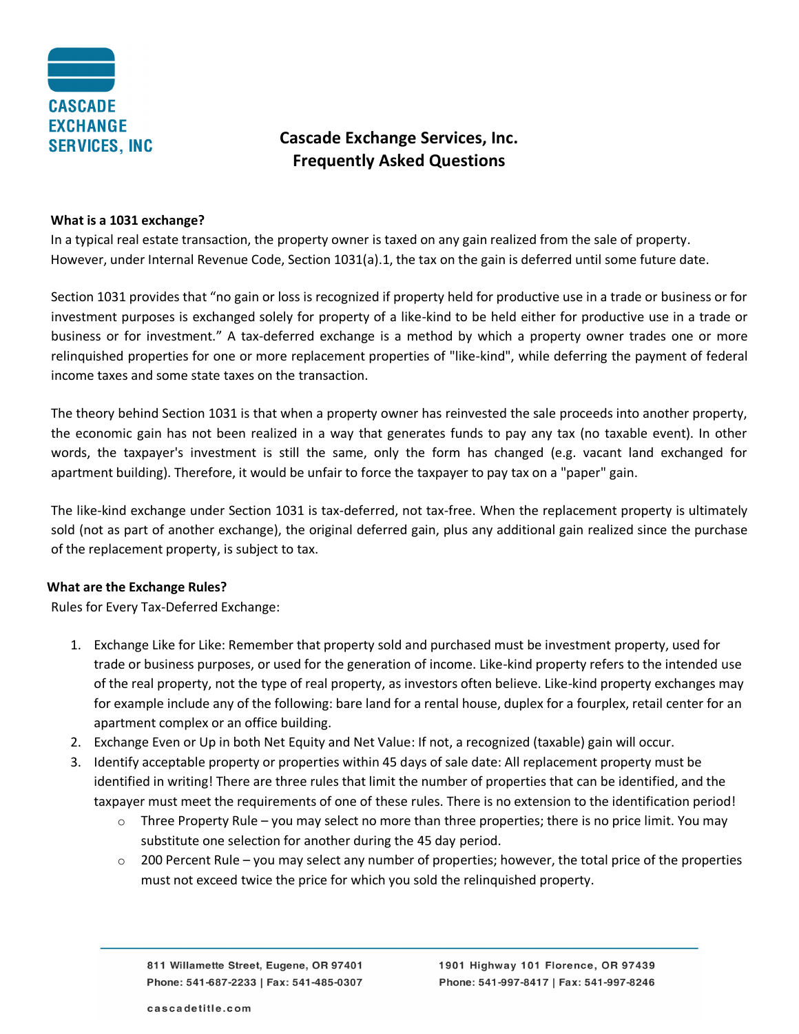# Cascade Exchange Services, Inc.
## Frequently Asked Questions

**What is a 1031 exchange?**

In a typical real estate transaction, the property owner is taxed on any gain realized from the sale of property. However, under Internal Revenue Code, Section 1031(a).1, the tax on the gain is deferred until some future date.

Section 1031 provides that "no gain or loss is recognized if property held for productive use in a trade or business or for investment purposes is exchanged solely for property of a like-kind to be held either for productive use in a trade or business or for investment." A tax-deferred exchange is a method by which a property owner trades one or more relinquished properties for one or more replacement properties of "like-kind", while deferring the payment of federal income taxes and some state taxes on the transaction.

The theory behind Section 1031 is that when a property owner has reinvested the sale proceeds into another property, the economic gain has not been realized in a way that generates funds to pay any tax (no taxable event). In other words, the taxpayer's investment is still the same, only the form has changed (e.g. vacant land exchanged for apartment building). Therefore, it would be unfair to force the taxpayer to pay tax on a "paper" gain.

The like-kind exchange under Section 1031 is tax-deferred, not tax-free. When the replacement property is ultimately sold (not as part of another exchange), the original deferred gain, plus any additional gain realized since the purchase of the replacement property, is subject to tax.

**What are the Exchange Rules?**

Rules for Every Tax-Deferred Exchange:

1. Exchange Like for Like: Remember that property sold and purchased must be investment property, used for trade or business purposes, or used for the generation of income. Like-kind property refers to the intended use of the real property, not the type of real property, as investors often believe. Like-kind property exchanges may for example include any of the following: bare land for a rental house, duplex for a fourplex, retail center for an apartment complex or an office building.
2. Exchange Even or Up in both Net Equity and Net Value: If not, a recognized (taxable) gain will occur.
3. Identify acceptable property or properties within 45 days of sale date: All replacement property must be identified in writing! There are three rules that limit the number of properties that can be identified, and the taxpayer must meet the requirements of one of these rules. There is no extension to the identification period!
   - Three Property Rule – you may select no more than three properties; there is no price limit. You may substitute one selection for another during the 45 day period.
   - 200 Percent Rule – you may select any number of properties; however, the total price of the properties must not exceed twice the price for which you sold the relinquished property.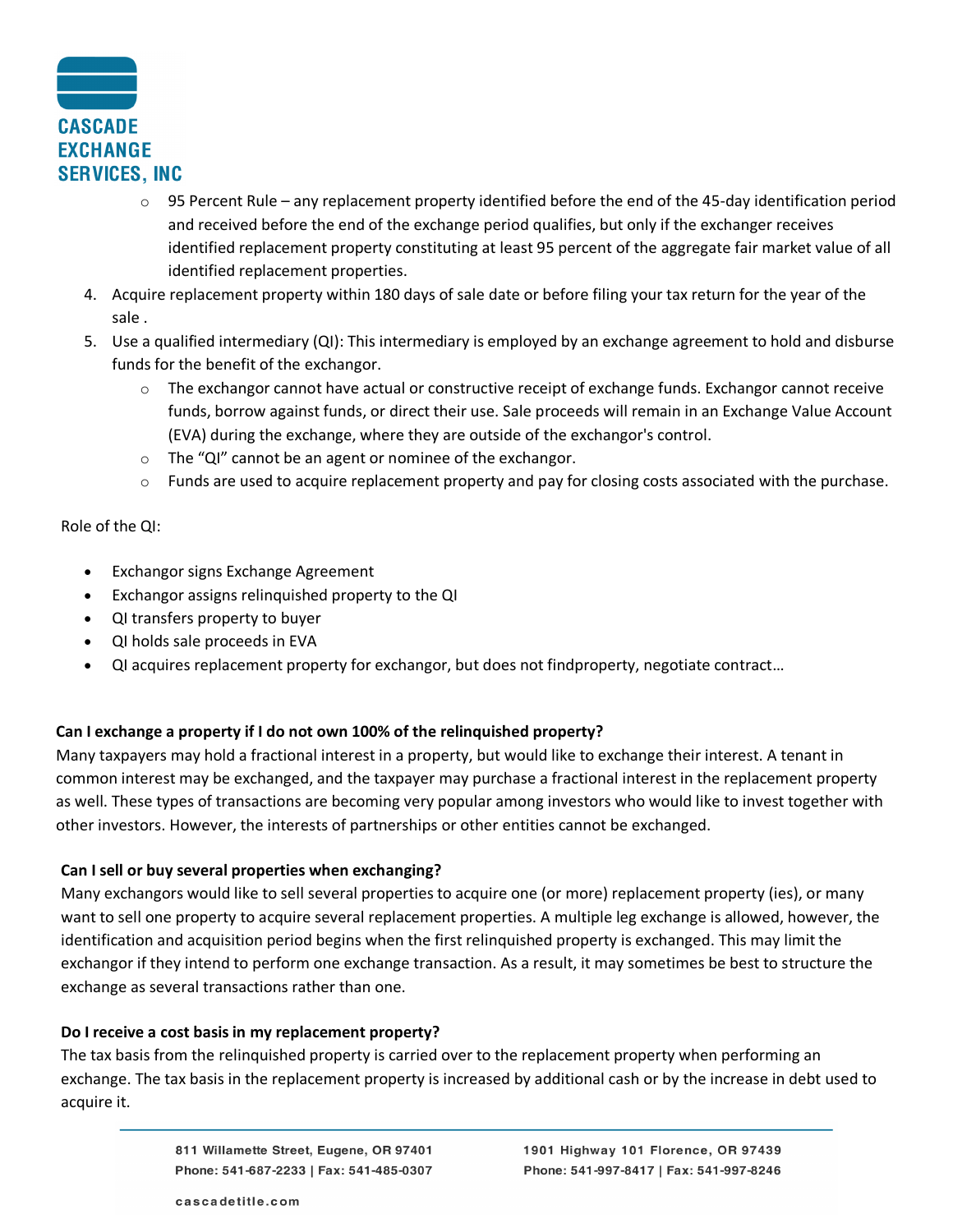- 95 Percent Rule – any replacement property identified before the end of the 45-day identification period and received before the end of the exchange period qualifies, but only if the exchanger receives identified replacement property constituting at least 95 percent of the aggregate fair market value of all identified replacement properties.

4. Acquire replacement property within 180 days of sale date or before filing your tax return for the year of the sale .
5. Use a qualified intermediary (QI): This intermediary is employed by an exchange agreement to hold and disburse funds for the benefit of the exchangor.
   - The exchangor cannot have actual or constructive receipt of exchange funds. Exchangor cannot receive funds, borrow against funds, or direct their use. Sale proceeds will remain in an Exchange Value Account (EVA) during the exchange, where they are outside of the exchangor's control.
   - The "QI" cannot be an agent or nominee of the exchangor.
   - Funds are used to acquire replacement property and pay for closing costs associated with the purchase.

Role of the QI:

- Exchangor signs Exchange Agreement
- Exchangor assigns relinquished property to the QI
- QI transfers property to buyer
- QI holds sale proceeds in EVA
- QI acquires replacement property for exchangor, but does not findproperty, negotiate contract…

**Can I exchange a property if I do not own 100% of the relinquished property?**

Many taxpayers may hold a fractional interest in a property, but would like to exchange their interest. A tenant in common interest may be exchanged, and the taxpayer may purchase a fractional interest in the replacement property as well. These types of transactions are becoming very popular among investors who would like to invest together with other investors. However, the interests of partnerships or other entities cannot be exchanged.

**Can I sell or buy several properties when exchanging?**

Many exchangors would like to sell several properties to acquire one (or more) replacement property (ies), or many want to sell one property to acquire several replacement properties. A multiple leg exchange is allowed, however, the identification and acquisition period begins when the first relinquished property is exchanged. This may limit the exchangor if they intend to perform one exchange transaction. As a result, it may sometimes be best to structure the exchange as several transactions rather than one.

**Do I receive a cost basis in my replacement property?**

The tax basis from the relinquished property is carried over to the replacement property when performing an exchange. The tax basis in the replacement property is increased by additional cash or by the increase in debt used to acquire it.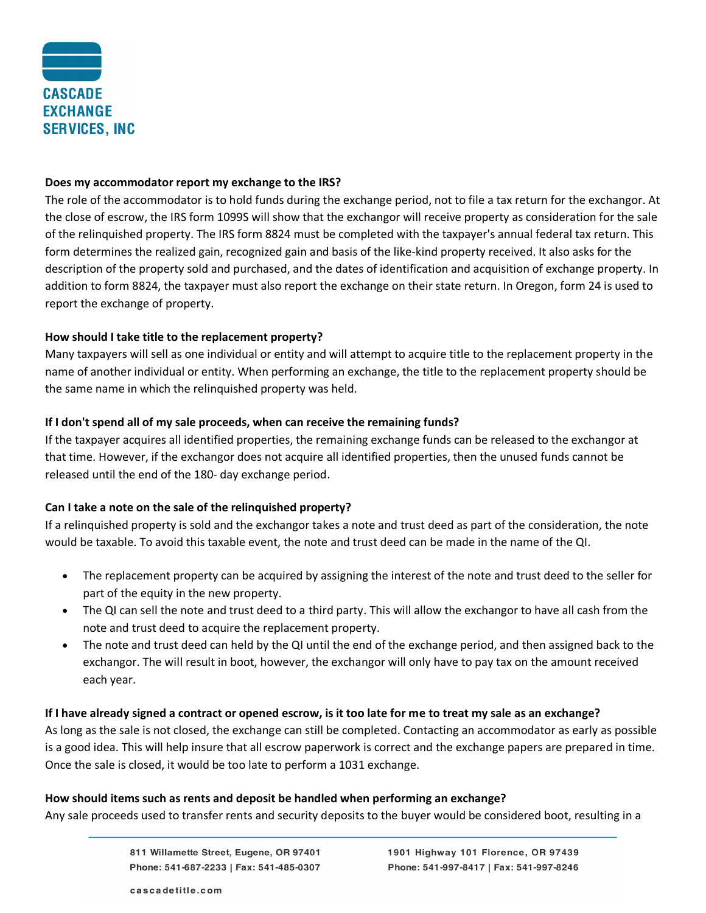**Does my accommodator report my exchange to the IRS?**

The role of the accommodator is to hold funds during the exchange period, not to file a tax return for the exchangor. At the close of escrow, the IRS form 1099S will show that the exchangor will receive property as consideration for the sale of the relinquished property. The IRS form 8824 must be completed with the taxpayer's annual federal tax return. This form determines the realized gain, recognized gain and basis of the like-kind property received. It also asks for the description of the property sold and purchased, and the dates of identification and acquisition of exchange property. In addition to form 8824, the taxpayer must also report the exchange on their state return. In Oregon, form 24 is used to report the exchange of property.

**How should I take title to the replacement property?**

Many taxpayers will sell as one individual or entity and will attempt to acquire title to the replacement property in the name of another individual or entity. When performing an exchange, the title to the replacement property should be the same name in which the relinquished property was held.

**If I don't spend all of my sale proceeds, when can receive the remaining funds?**

If the taxpayer acquires all identified properties, the remaining exchange funds can be released to the exchangor at that time. However, if the exchangor does not acquire all identified properties, then the unused funds cannot be released until the end of the 180- day exchange period.

**Can I take a note on the sale of the relinquished property?**

If a relinquished property is sold and the exchangor takes a note and trust deed as part of the consideration, the note would be taxable. To avoid this taxable event, the note and trust deed can be made in the name of the QI.

- The replacement property can be acquired by assigning the interest of the note and trust deed to the seller for part of the equity in the new property.
- The QI can sell the note and trust deed to a third party. This will allow the exchangor to have all cash from the note and trust deed to acquire the replacement property.
- The note and trust deed can held by the QI until the end of the exchange period, and then assigned back to the exchangor. The will result in boot, however, the exchangor will only have to pay tax on the amount received each year.

**If I have already signed a contract or opened escrow, is it too late for me to treat my sale as an exchange?**

As long as the sale is not closed, the exchange can still be completed. Contacting an accommodator as early as possible is a good idea. This will help insure that all escrow paperwork is correct and the exchange papers are prepared in time. Once the sale is closed, it would be too late to perform a 1031 exchange.

**How should items such as rents and deposit be handled when performing an exchange?**

Any sale proceeds used to transfer rents and security deposits to the buyer would be considered boot, resulting in a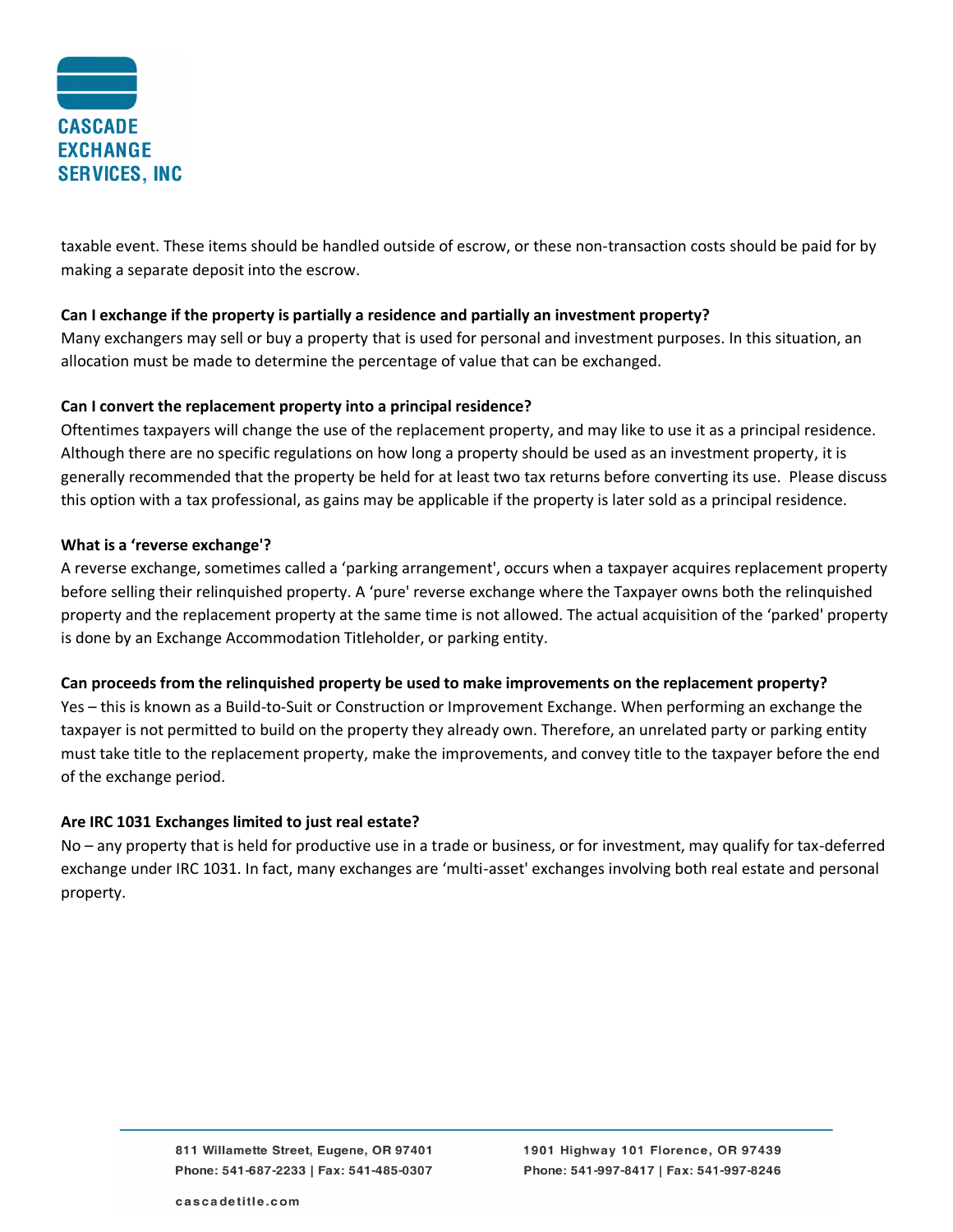taxable event. These items should be handled outside of escrow, or these non-transaction costs should be paid for by making a separate deposit into the escrow.

**Can I exchange if the property is partially a residence and partially an investment property?**

Many exchangers may sell or buy a property that is used for personal and investment purposes. In this situation, an allocation must be made to determine the percentage of value that can be exchanged.

**Can I convert the replacement property into a principal residence?**

Oftentimes taxpayers will change the use of the replacement property, and may like to use it as a principal residence. Although there are no specific regulations on how long a property should be used as an investment property, it is generally recommended that the property be held for at least two tax returns before converting its use. Please discuss this option with a tax professional, as gains may be applicable if the property is later sold as a principal residence.

**What is a 'reverse exchange'?**

A reverse exchange, sometimes called a 'parking arrangement', occurs when a taxpayer acquires replacement property before selling their relinquished property. A 'pure' reverse exchange where the Taxpayer owns both the relinquished property and the replacement property at the same time is not allowed. The actual acquisition of the 'parked' property is done by an Exchange Accommodation Titleholder, or parking entity.

**Can proceeds from the relinquished property be used to make improvements on the replacement property?**

Yes – this is known as a Build-to-Suit or Construction or Improvement Exchange. When performing an exchange the taxpayer is not permitted to build on the property they already own. Therefore, an unrelated party or parking entity must take title to the replacement property, make the improvements, and convey title to the taxpayer before the end of the exchange period.

**Are IRC 1031 Exchanges limited to just real estate?**

No – any property that is held for productive use in a trade or business, or for investment, may qualify for tax-deferred exchange under IRC 1031. In fact, many exchanges are 'multi-asset' exchanges involving both real estate and personal property.